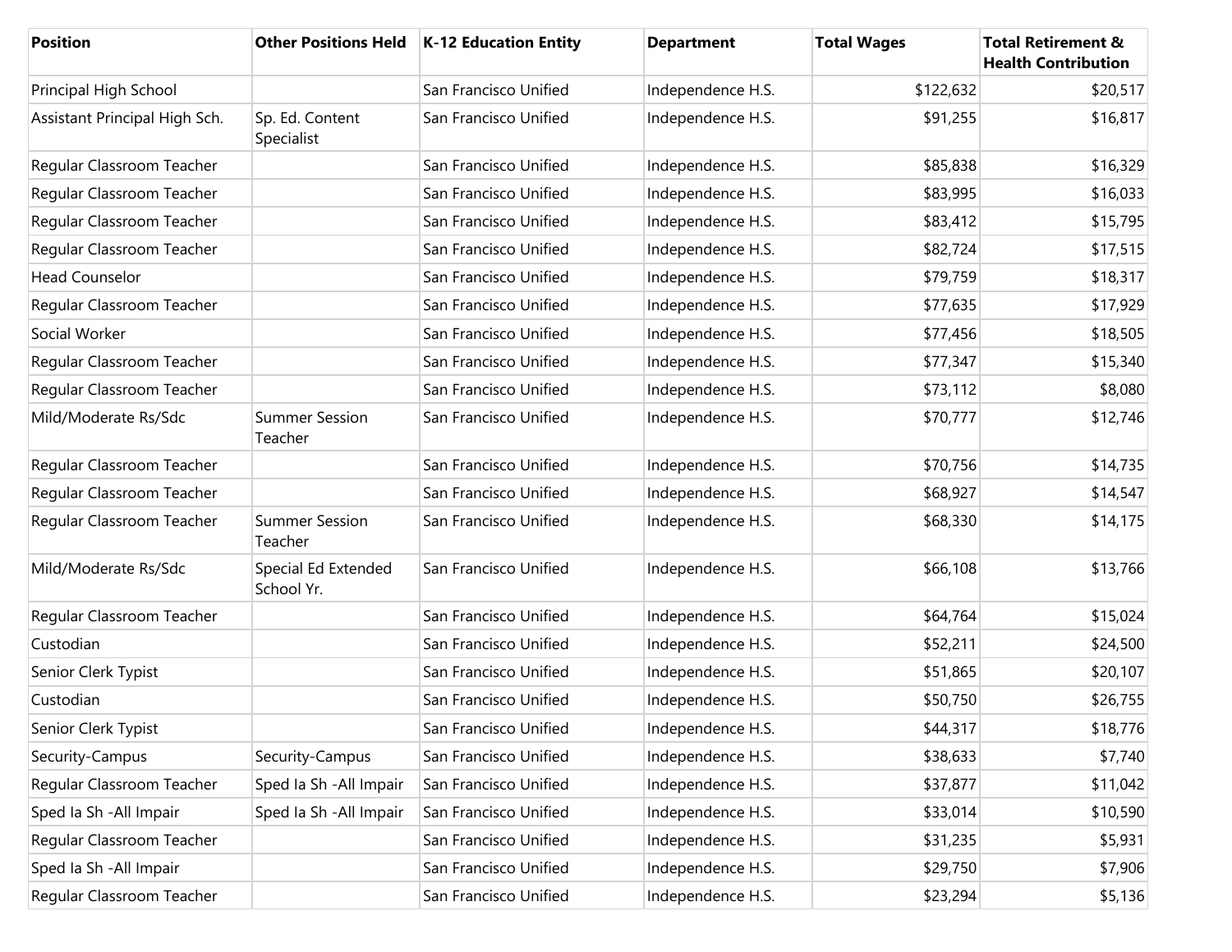| Position | Other Positions Held | K-12 Education Entity | Department | Total Wages | Total Retirement & Health Contribution |
|---|---|---|---|---|---|
| Principal High School | | San Francisco Unified | Independence H.S. | $122,632 | $20,517 |
| Assistant Principal High Sch. | Sp. Ed. Content Specialist | San Francisco Unified | Independence H.S. | $91,255 | $16,817 |
| Regular Classroom Teacher | | San Francisco Unified | Independence H.S. | $85,838 | $16,329 |
| Regular Classroom Teacher | | San Francisco Unified | Independence H.S. | $83,995 | $16,033 |
| Regular Classroom Teacher | | San Francisco Unified | Independence H.S. | $83,412 | $15,795 |
| Regular Classroom Teacher | | San Francisco Unified | Independence H.S. | $82,724 | $17,515 |
| Head Counselor | | San Francisco Unified | Independence H.S. | $79,759 | $18,317 |
| Regular Classroom Teacher | | San Francisco Unified | Independence H.S. | $77,635 | $17,929 |
| Social Worker | | San Francisco Unified | Independence H.S. | $77,456 | $18,505 |
| Regular Classroom Teacher | | San Francisco Unified | Independence H.S. | $77,347 | $15,340 |
| Regular Classroom Teacher | | San Francisco Unified | Independence H.S. | $73,112 | $8,080 |
| Mild/Moderate Rs/Sdc | Summer Session Teacher | San Francisco Unified | Independence H.S. | $70,777 | $12,746 |
| Regular Classroom Teacher | | San Francisco Unified | Independence H.S. | $70,756 | $14,735 |
| Regular Classroom Teacher | | San Francisco Unified | Independence H.S. | $68,927 | $14,547 |
| Regular Classroom Teacher | Summer Session Teacher | San Francisco Unified | Independence H.S. | $68,330 | $14,175 |
| Mild/Moderate Rs/Sdc | Special Ed Extended School Yr. | San Francisco Unified | Independence H.S. | $66,108 | $13,766 |
| Regular Classroom Teacher | | San Francisco Unified | Independence H.S. | $64,764 | $15,024 |
| Custodian | | San Francisco Unified | Independence H.S. | $52,211 | $24,500 |
| Senior Clerk Typist | | San Francisco Unified | Independence H.S. | $51,865 | $20,107 |
| Custodian | | San Francisco Unified | Independence H.S. | $50,750 | $26,755 |
| Senior Clerk Typist | | San Francisco Unified | Independence H.S. | $44,317 | $18,776 |
| Security-Campus | Security-Campus | San Francisco Unified | Independence H.S. | $38,633 | $7,740 |
| Regular Classroom Teacher | Sped Ia Sh -All Impair | San Francisco Unified | Independence H.S. | $37,877 | $11,042 |
| Sped Ia Sh -All Impair | Sped Ia Sh -All Impair | San Francisco Unified | Independence H.S. | $33,014 | $10,590 |
| Regular Classroom Teacher | | San Francisco Unified | Independence H.S. | $31,235 | $5,931 |
| Sped Ia Sh -All Impair | | San Francisco Unified | Independence H.S. | $29,750 | $7,906 |
| Regular Classroom Teacher | | San Francisco Unified | Independence H.S. | $23,294 | $5,136 |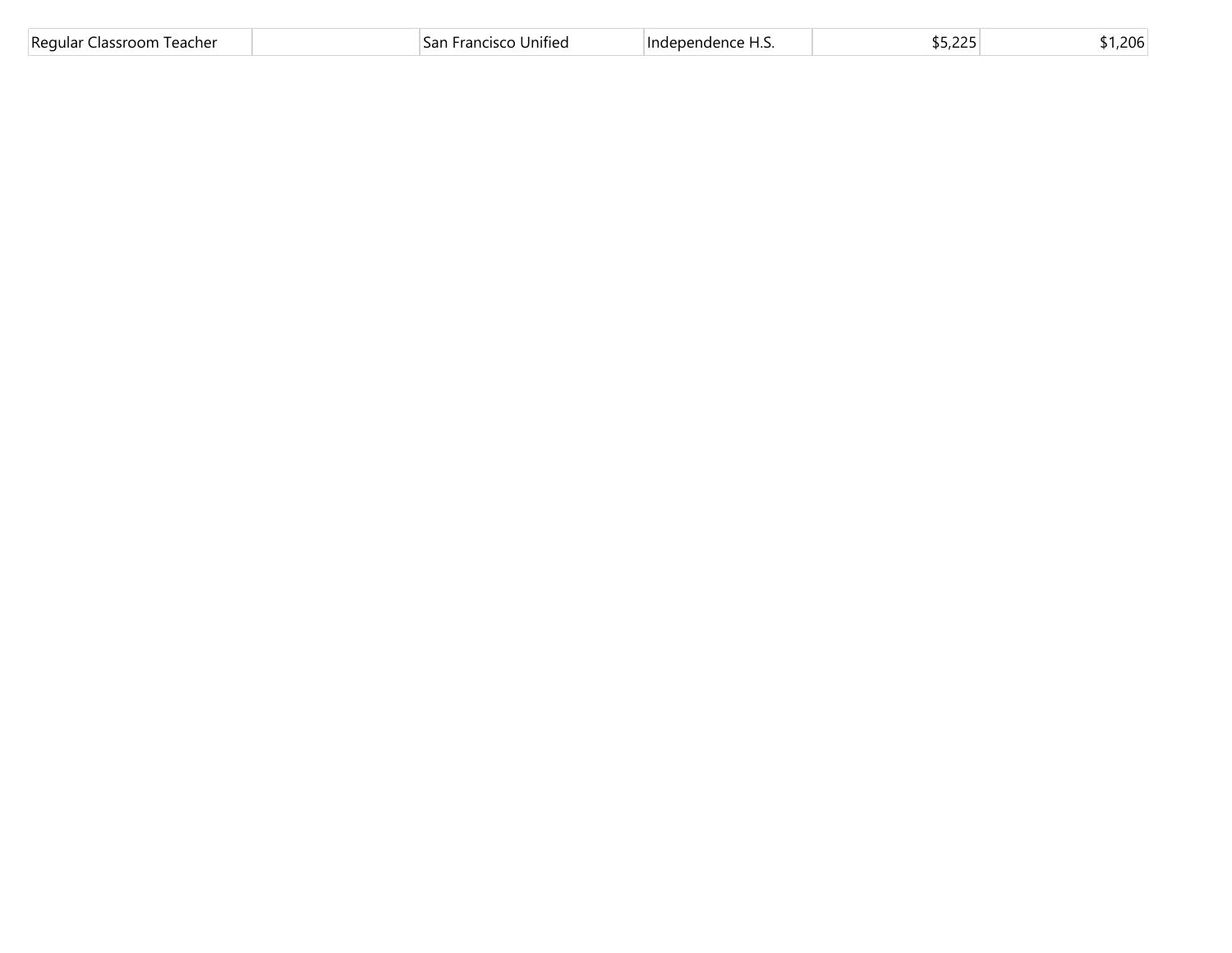| | | | | | |
|---|---|---|---|---|---|
| Regular Classroom Teacher | | San Francisco Unified | Independence H.S. | $5,225 | $1,206 |